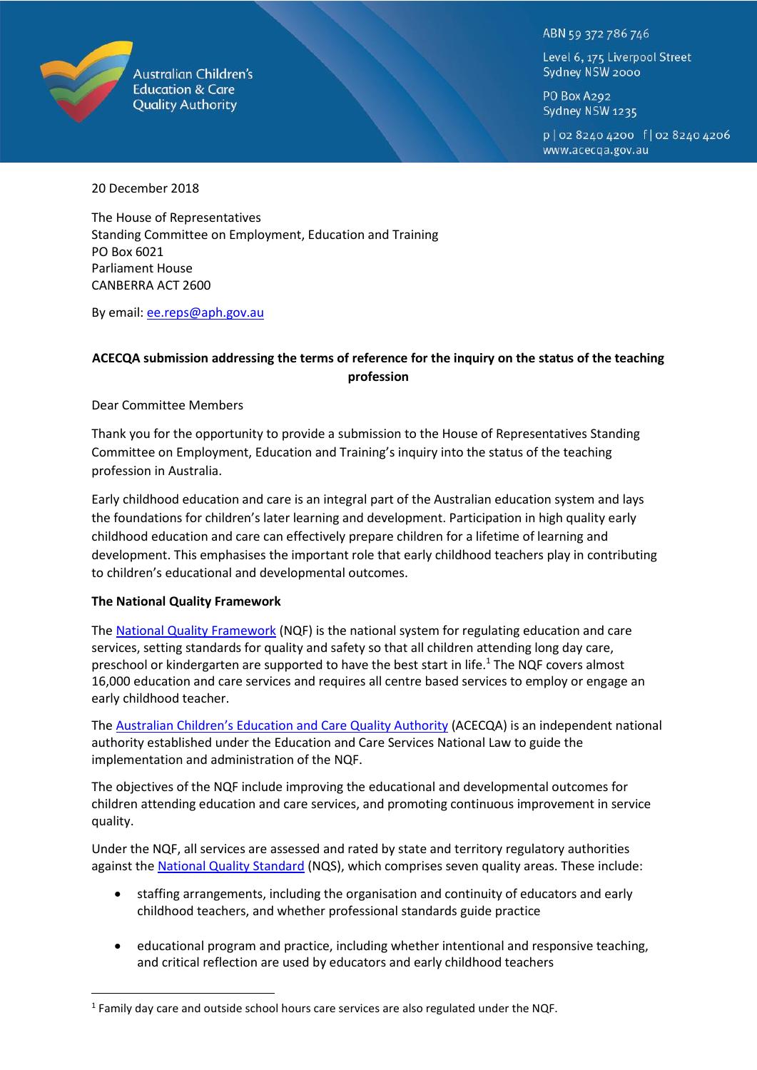Australian Children's Education & Care Quality Authority

ABN 59 372 786 746

Level 6, 175 Liverpool Street
Sydney NSW 2000

PO Box A292
Sydney NSW 1235

p | 02 8240 4200 f | 02 8240 4206
www.acecqa.gov.au

20 December 2018

The House of Representatives
Standing Committee on Employment, Education and Training
PO Box 6021
Parliament House
CANBERRA ACT 2600

By email: ee.reps@aph.gov.au

**ACECQA submission addressing the terms of reference for the inquiry on the status of the teaching profession**

Dear Committee Members

Thank you for the opportunity to provide a submission to the House of Representatives Standing Committee on Employment, Education and Training's inquiry into the status of the teaching profession in Australia.

Early childhood education and care is an integral part of the Australian education system and lays the foundations for children's later learning and development. Participation in high quality early childhood education and care can effectively prepare children for a lifetime of learning and development. This emphasises the important role that early childhood teachers play in contributing to children's educational and developmental outcomes.

**The National Quality Framework**

The National Quality Framework (NQF) is the national system for regulating education and care services, setting standards for quality and safety so that all children attending long day care, preschool or kindergarten are supported to have the best start in life.[1] The NQF covers almost 16,000 education and care services and requires all centre based services to employ or engage an early childhood teacher.

The Australian Children's Education and Care Quality Authority (ACECQA) is an independent national authority established under the Education and Care Services National Law to guide the implementation and administration of the NQF.

The objectives of the NQF include improving the educational and developmental outcomes for children attending education and care services, and promoting continuous improvement in service quality.

Under the NQF, all services are assessed and rated by state and territory regulatory authorities against the National Quality Standard (NQS), which comprises seven quality areas. These include:

- staffing arrangements, including the organisation and continuity of educators and early childhood teachers, and whether professional standards guide practice
- educational program and practice, including whether intentional and responsive teaching, and critical reflection are used by educators and early childhood teachers

[1] Family day care and outside school hours care services are also regulated under the NQF.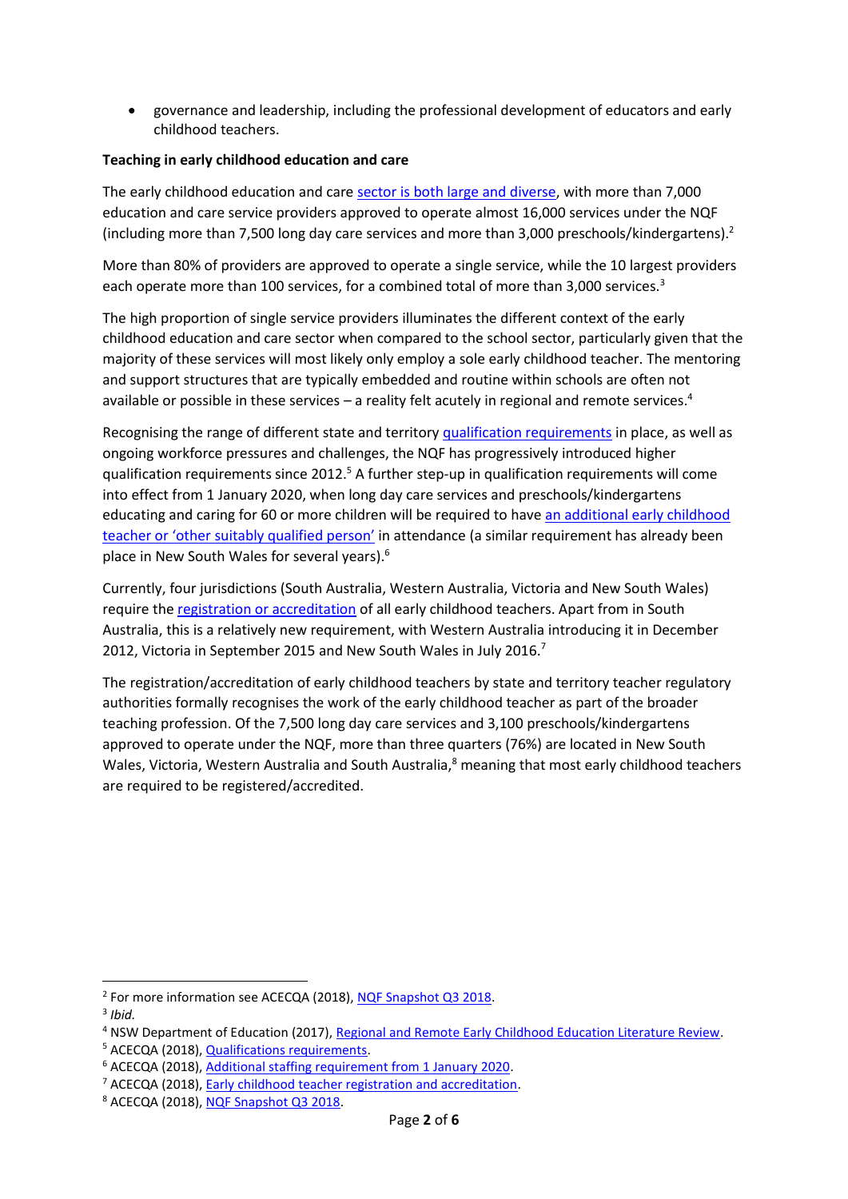- governance and leadership, including the professional development of educators and early childhood teachers.

**Teaching in early childhood education and care**

The early childhood education and care sector is both large and diverse, with more than 7,000 education and care service providers approved to operate almost 16,000 services under the NQF (including more than 7,500 long day care services and more than 3,000 preschools/kindergartens).[2]

More than 80% of providers are approved to operate a single service, while the 10 largest providers each operate more than 100 services, for a combined total of more than 3,000 services.[3]

The high proportion of single service providers illuminates the different context of the early childhood education and care sector when compared to the school sector, particularly given that the majority of these services will most likely only employ a sole early childhood teacher. The mentoring and support structures that are typically embedded and routine within schools are often not available or possible in these services – a reality felt acutely in regional and remote services.[4]

Recognising the range of different state and territory qualification requirements in place, as well as ongoing workforce pressures and challenges, the NQF has progressively introduced higher qualification requirements since 2012.[5] A further step-up in qualification requirements will come into effect from 1 January 2020, when long day care services and preschools/kindergartens educating and caring for 60 or more children will be required to have an additional early childhood teacher or 'other suitably qualified person' in attendance (a similar requirement has already been place in New South Wales for several years).[6]

Currently, four jurisdictions (South Australia, Western Australia, Victoria and New South Wales) require the registration or accreditation of all early childhood teachers. Apart from in South Australia, this is a relatively new requirement, with Western Australia introducing it in December 2012, Victoria in September 2015 and New South Wales in July 2016.[7]

The registration/accreditation of early childhood teachers by state and territory teacher regulatory authorities formally recognises the work of the early childhood teacher as part of the broader teaching profession. Of the 7,500 long day care services and 3,100 preschools/kindergartens approved to operate under the NQF, more than three quarters (76%) are located in New South Wales, Victoria, Western Australia and South Australia,[8] meaning that most early childhood teachers are required to be registered/accredited.

---

[2] For more information see ACECQA (2018), NQF Snapshot Q3 2018.

[3] *Ibid.*

[4] NSW Department of Education (2017), Regional and Remote Early Childhood Education Literature Review.

[5] ACECQA (2018), Qualifications requirements.

[6] ACECQA (2018), Additional staffing requirement from 1 January 2020.

[7] ACECQA (2018), Early childhood teacher registration and accreditation.

[8] ACECQA (2018), NQF Snapshot Q3 2018.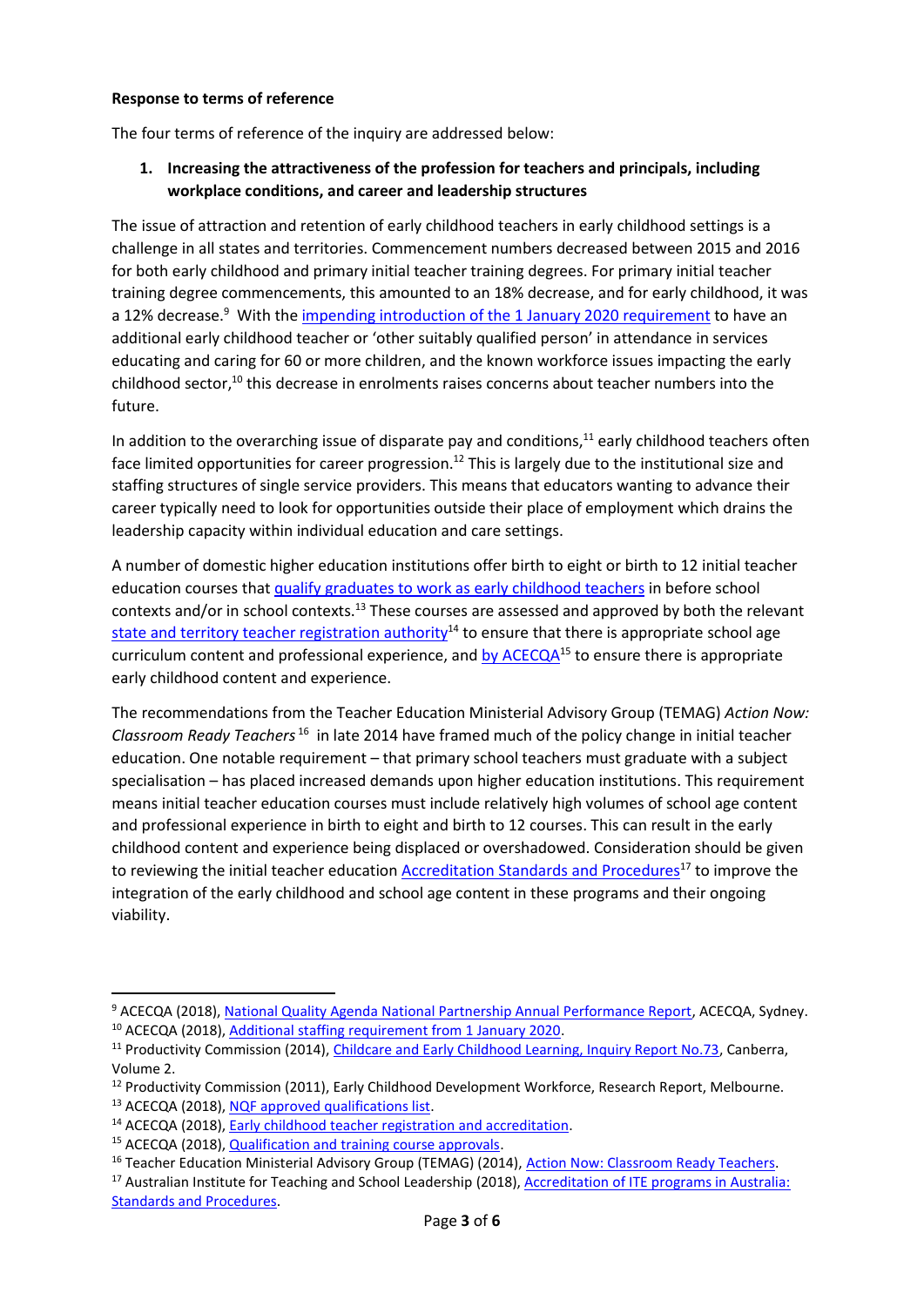**Response to terms of reference**

The four terms of reference of the inquiry are addressed below:

1. **Increasing the attractiveness of the profession for teachers and principals, including workplace conditions, and career and leadership structures**

The issue of attraction and retention of early childhood teachers in early childhood settings is a challenge in all states and territories. Commencement numbers decreased between 2015 and 2016 for both early childhood and primary initial teacher training degrees. For primary initial teacher training degree commencements, this amounted to an 18% decrease, and for early childhood, it was a 12% decrease.[9] With the impending introduction of the 1 January 2020 requirement to have an additional early childhood teacher or 'other suitably qualified person' in attendance in services educating and caring for 60 or more children, and the known workforce issues impacting the early childhood sector,[10] this decrease in enrolments raises concerns about teacher numbers into the future.

In addition to the overarching issue of disparate pay and conditions,[11] early childhood teachers often face limited opportunities for career progression.[12] This is largely due to the institutional size and staffing structures of single service providers. This means that educators wanting to advance their career typically need to look for opportunities outside their place of employment which drains the leadership capacity within individual education and care settings.

A number of domestic higher education institutions offer birth to eight or birth to 12 initial teacher education courses that qualify graduates to work as early childhood teachers in before school contexts and/or in school contexts.[13] These courses are assessed and approved by both the relevant state and territory teacher registration authority[14] to ensure that there is appropriate school age curriculum content and professional experience, and by ACECQA[15] to ensure there is appropriate early childhood content and experience.

The recommendations from the Teacher Education Ministerial Advisory Group (TEMAG) *Action Now: Classroom Ready Teachers*[16] in late 2014 have framed much of the policy change in initial teacher education. One notable requirement – that primary school teachers must graduate with a subject specialisation – has placed increased demands upon higher education institutions. This requirement means initial teacher education courses must include relatively high volumes of school age content and professional experience in birth to eight and birth to 12 courses. This can result in the early childhood content and experience being displaced or overshadowed. Consideration should be given to reviewing the initial teacher education Accreditation Standards and Procedures[17] to improve the integration of the early childhood and school age content in these programs and their ongoing viability.

---

[9] ACECQA (2018), National Quality Agenda National Partnership Annual Performance Report, ACECQA, Sydney.
[10] ACECQA (2018), Additional staffing requirement from 1 January 2020.
[11] Productivity Commission (2014), Childcare and Early Childhood Learning, Inquiry Report No.73, Canberra, Volume 2.
[12] Productivity Commission (2011), Early Childhood Development Workforce, Research Report, Melbourne.
[13] ACECQA (2018), NQF approved qualifications list.
[14] ACECQA (2018), Early childhood teacher registration and accreditation.
[15] ACECQA (2018), Qualification and training course approvals.
[16] Teacher Education Ministerial Advisory Group (TEMAG) (2014), Action Now: Classroom Ready Teachers.
[17] Australian Institute for Teaching and School Leadership (2018), Accreditation of ITE programs in Australia: Standards and Procedures.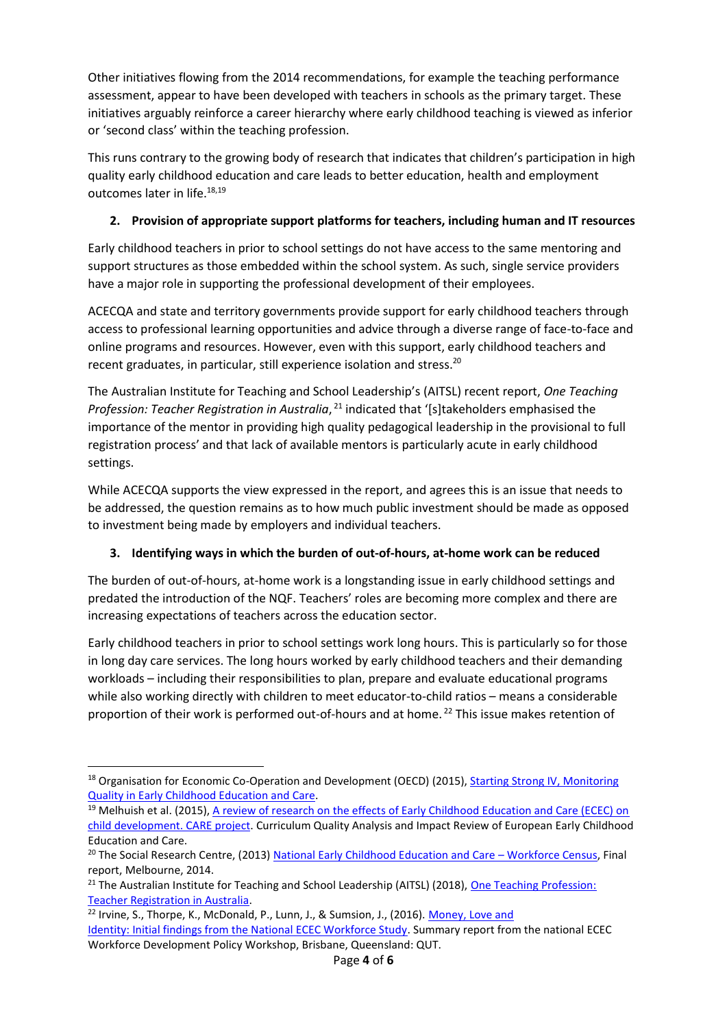Other initiatives flowing from the 2014 recommendations, for example the teaching performance assessment, appear to have been developed with teachers in schools as the primary target. These initiatives arguably reinforce a career hierarchy where early childhood teaching is viewed as inferior or 'second class' within the teaching profession.

This runs contrary to the growing body of research that indicates that children's participation in high quality early childhood education and care leads to better education, health and employment outcomes later in life.[18,19]

2. **Provision of appropriate support platforms for teachers, including human and IT resources**

Early childhood teachers in prior to school settings do not have access to the same mentoring and support structures as those embedded within the school system. As such, single service providers have a major role in supporting the professional development of their employees.

ACECQA and state and territory governments provide support for early childhood teachers through access to professional learning opportunities and advice through a diverse range of face-to-face and online programs and resources. However, even with this support, early childhood teachers and recent graduates, in particular, still experience isolation and stress.[20]

The Australian Institute for Teaching and School Leadership's (AITSL) recent report, *One Teaching Profession: Teacher Registration in Australia*,[21] indicated that '[s]takeholders emphasised the importance of the mentor in providing high quality pedagogical leadership in the provisional to full registration process' and that lack of available mentors is particularly acute in early childhood settings.

While ACECQA supports the view expressed in the report, and agrees this is an issue that needs to be addressed, the question remains as to how much public investment should be made as opposed to investment being made by employers and individual teachers.

3. **Identifying ways in which the burden of out-of-hours, at-home work can be reduced**

The burden of out-of-hours, at-home work is a longstanding issue in early childhood settings and predated the introduction of the NQF. Teachers' roles are becoming more complex and there are increasing expectations of teachers across the education sector.

Early childhood teachers in prior to school settings work long hours. This is particularly so for those in long day care services. The long hours worked by early childhood teachers and their demanding workloads – including their responsibilities to plan, prepare and evaluate educational programs while also working directly with children to meet educator-to-child ratios – means a considerable proportion of their work is performed out-of-hours and at home.[22] This issue makes retention of

---

[18] Organisation for Economic Co-Operation and Development (OECD) (2015), Starting Strong IV, Monitoring Quality in Early Childhood Education and Care.

[19] Melhuish et al. (2015), A review of research on the effects of Early Childhood Education and Care (ECEC) on child development. CARE project. Curriculum Quality Analysis and Impact Review of European Early Childhood Education and Care.

[20] The Social Research Centre, (2013) National Early Childhood Education and Care – Workforce Census, Final report, Melbourne, 2014.

[21] The Australian Institute for Teaching and School Leadership (AITSL) (2018), One Teaching Profession: Teacher Registration in Australia.

[22] Irvine, S., Thorpe, K., McDonald, P., Lunn, J., & Sumsion, J., (2016). Money, Love and Identity: Initial findings from the National ECEC Workforce Study. Summary report from the national ECEC Workforce Development Policy Workshop, Brisbane, Queensland: QUT.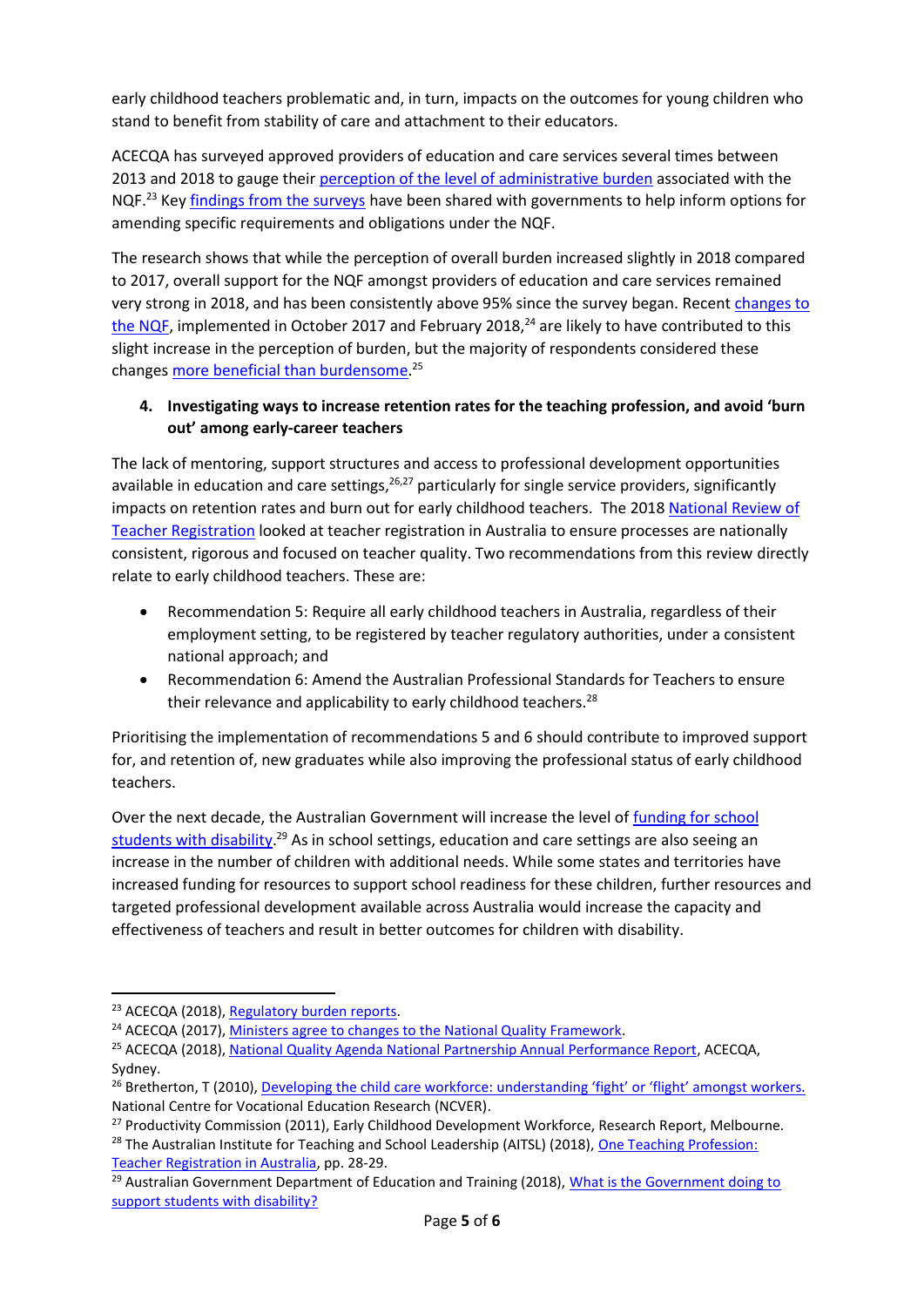early childhood teachers problematic and, in turn, impacts on the outcomes for young children who stand to benefit from stability of care and attachment to their educators.

ACECQA has surveyed approved providers of education and care services several times between 2013 and 2018 to gauge their perception of the level of administrative burden associated with the NQF.[23] Key findings from the surveys have been shared with governments to help inform options for amending specific requirements and obligations under the NQF.

The research shows that while the perception of overall burden increased slightly in 2018 compared to 2017, overall support for the NQF amongst providers of education and care services remained very strong in 2018, and has been consistently above 95% since the survey began. Recent changes to the NQF, implemented in October 2017 and February 2018,[24] are likely to have contributed to this slight increase in the perception of burden, but the majority of respondents considered these changes more beneficial than burdensome.[25]

4. **Investigating ways to increase retention rates for the teaching profession, and avoid 'burn out' among early-career teachers**

The lack of mentoring, support structures and access to professional development opportunities available in education and care settings,[26,27] particularly for single service providers, significantly impacts on retention rates and burn out for early childhood teachers. The 2018 National Review of Teacher Registration looked at teacher registration in Australia to ensure processes are nationally consistent, rigorous and focused on teacher quality. Two recommendations from this review directly relate to early childhood teachers. These are:

- Recommendation 5: Require all early childhood teachers in Australia, regardless of their employment setting, to be registered by teacher regulatory authorities, under a consistent national approach; and
- Recommendation 6: Amend the Australian Professional Standards for Teachers to ensure their relevance and applicability to early childhood teachers.[28]

Prioritising the implementation of recommendations 5 and 6 should contribute to improved support for, and retention of, new graduates while also improving the professional status of early childhood teachers.

Over the next decade, the Australian Government will increase the level of funding for school students with disability.[29] As in school settings, education and care settings are also seeing an increase in the number of children with additional needs. While some states and territories have increased funding for resources to support school readiness for these children, further resources and targeted professional development available across Australia would increase the capacity and effectiveness of teachers and result in better outcomes for children with disability.

---

[23] ACECQA (2018), Regulatory burden reports.

[24] ACECQA (2017), Ministers agree to changes to the National Quality Framework.

[25] ACECQA (2018), National Quality Agenda National Partnership Annual Performance Report, ACECQA, Sydney.

[26] Bretherton, T (2010), Developing the child care workforce: understanding 'fight' or 'flight' amongst workers. National Centre for Vocational Education Research (NCVER).

[27] Productivity Commission (2011), Early Childhood Development Workforce, Research Report, Melbourne.

[28] The Australian Institute for Teaching and School Leadership (AITSL) (2018), One Teaching Profession: Teacher Registration in Australia, pp. 28-29.

[29] Australian Government Department of Education and Training (2018), What is the Government doing to support students with disability?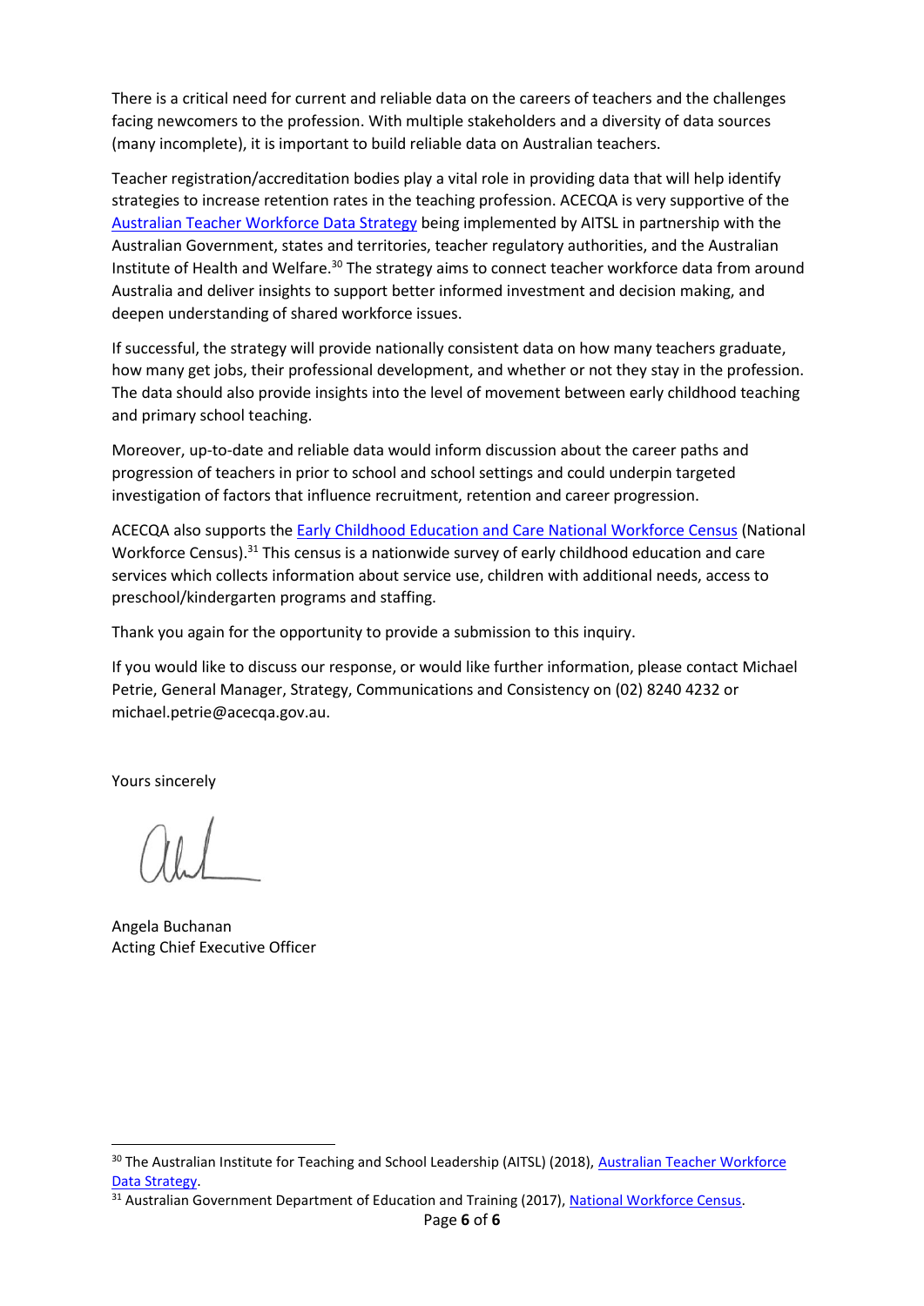There is a critical need for current and reliable data on the careers of teachers and the challenges facing newcomers to the profession. With multiple stakeholders and a diversity of data sources (many incomplete), it is important to build reliable data on Australian teachers.

Teacher registration/accreditation bodies play a vital role in providing data that will help identify strategies to increase retention rates in the teaching profession. ACECQA is very supportive of the Australian Teacher Workforce Data Strategy being implemented by AITSL in partnership with the Australian Government, states and territories, teacher regulatory authorities, and the Australian Institute of Health and Welfare.[30] The strategy aims to connect teacher workforce data from around Australia and deliver insights to support better informed investment and decision making, and deepen understanding of shared workforce issues.

If successful, the strategy will provide nationally consistent data on how many teachers graduate, how many get jobs, their professional development, and whether or not they stay in the profession. The data should also provide insights into the level of movement between early childhood teaching and primary school teaching.

Moreover, up-to-date and reliable data would inform discussion about the career paths and progression of teachers in prior to school and school settings and could underpin targeted investigation of factors that influence recruitment, retention and career progression.

ACECQA also supports the Early Childhood Education and Care National Workforce Census (National Workforce Census).[31] This census is a nationwide survey of early childhood education and care services which collects information about service use, children with additional needs, access to preschool/kindergarten programs and staffing.

Thank you again for the opportunity to provide a submission to this inquiry.

If you would like to discuss our response, or would like further information, please contact Michael Petrie, General Manager, Strategy, Communications and Consistency on (02) 8240 4232 or michael.petrie@acecqa.gov.au.

Yours sincerely

Angela Buchanan
Acting Chief Executive Officer

---

[30] The Australian Institute for Teaching and School Leadership (AITSL) (2018), Australian Teacher Workforce Data Strategy.

[31] Australian Government Department of Education and Training (2017), National Workforce Census.